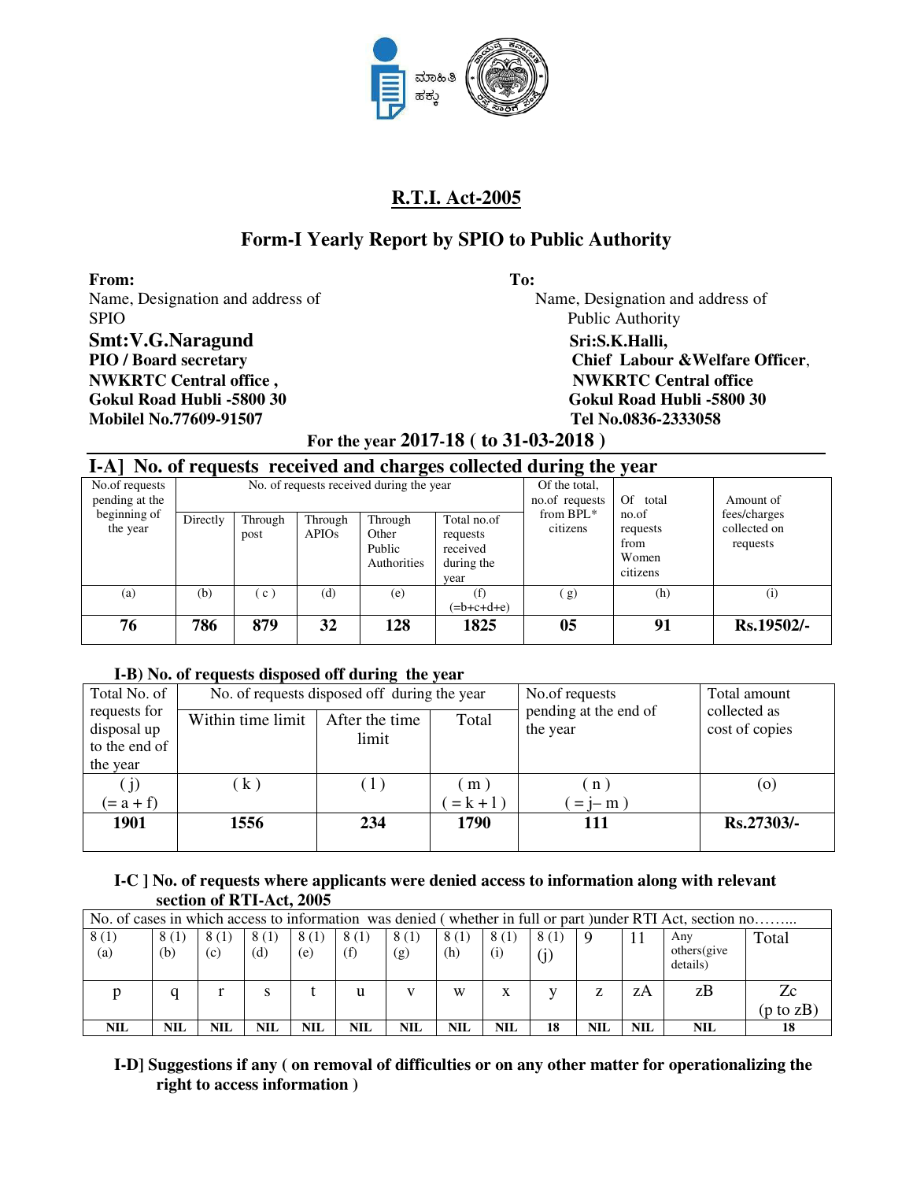ಮಾಹಿತಿ ಹಕ್ಕು

# R.T.I. Act-2005

## Form-I Yearly Report by SPIO to Public Authority

**From:**
Name, Designation and address of SPIO
**Smt:V.G.Naragund**
**PIO / Board secretary**
**NWKRTC Central office ,**
**Gokul Road Hubli -5800 30**
**Mobilel No.77609-91507**

**To:**
Name, Designation and address of Public Authority
**Sri:S.K.Halli,**
**Chief Labour &Welfare Officer,**
**NWKRTC Central office**
**Gokul Road Hubli -5800 30**
**Tel No.0836-2333058**

**For the year 2017-18 ( to 31-03-2018 )**

### I-A] No. of requests received and charges collected during the year

| No.of requests pending at the beginning of the year | No. of requests received during the year | | | | | Of the total, no.of requests from BPL* citizens | Of total no.of requests from Women citizens | Amount of fees/charges collected on requests |
|---|---|---|---|---|---|---|---|---|
| | Directly | Through post | Through APIOs | Through Other Public Authorities | Total no.of requests received during the year | | | |
| (a) | (b) | ( c ) | (d) | (e) | (f) (=b+c+d+e) | ( g) | (h) | (i) |
| **76** | **786** | **879** | **32** | **128** | **1825** | **05** | **91** | **Rs.19502/-** |

### I-B) No. of requests disposed off during the year

| Total No. of requests for disposal up to the end of the year | No. of requests disposed off during the year | | | No.of requests pending at the end of the year | Total amount collected as cost of copies |
|---|---|---|---|---|---|
| | Within time limit | After the time limit | Total | | |
| ( j) (= a + f) | ( k ) | ( l ) | ( m ) ( = k + l ) | ( n ) ( = j– m ) | (o) |
| **1901** | **1556** | **234** | **1790** | **111** | **Rs.27303/-** |

### I-C ] No. of requests where applicants were denied access to information along with relevant section of RTI-Act, 2005

| No. of cases in which access to information was denied ( whether in full or part )under RTI Act, section no……... | | | | | | | | | | | | | |
|---|---|---|---|---|---|---|---|---|---|---|---|---|---|
| 8 (1) (a) | 8 (1) (b) | 8 (1) (c) | 8 (1) (d) | 8 (1) (e) | 8 (1) (f) | 8 (1) (g) | 8 (1) (h) | 8 (1) (i) | 8 (1) (j) | 9 | 11 | Any others(give details) | Total |
| p | q | r | s | t | u | v | w | x | y | z | zA | zB | Zc (p to zB) |
| **NIL** | **NIL** | **NIL** | **NIL** | **NIL** | **NIL** | **NIL** | **NIL** | **NIL** | **18** | **NIL** | **NIL** | **NIL** | **18** |

### I-D] Suggestions if any ( on removal of difficulties or on any other matter for operationalizing the right to access information )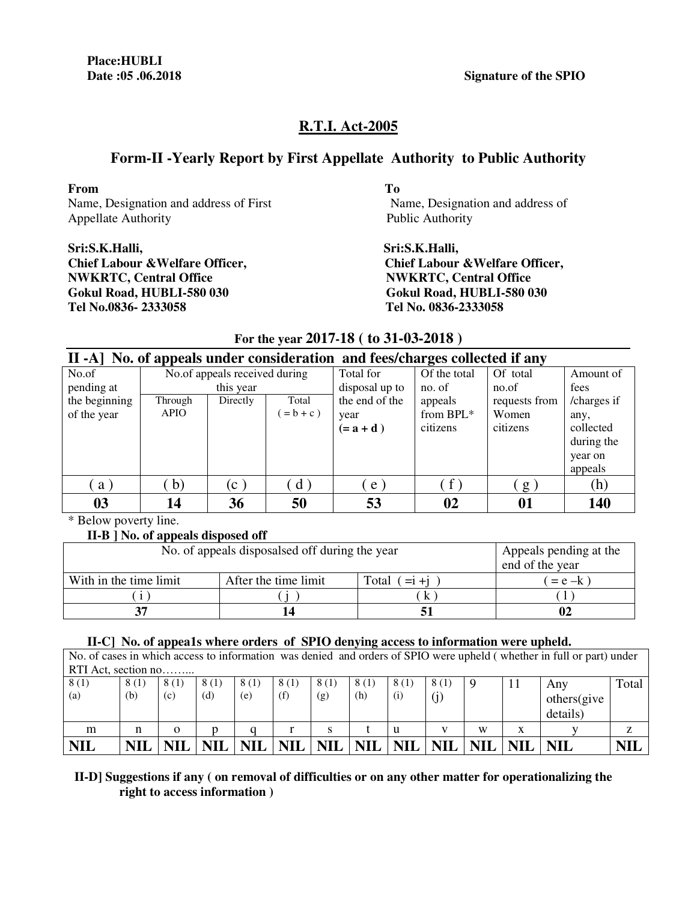**Place:HUBLI**
**Date :05 .06.2018** **Signature of the SPIO**

## R.T.I. Act-2005

## Form-II -Yearly Report by First Appellate Authority to Public Authority

| **From** | **To** |
|---|---|
| Name, Designation and address of First Appellate Authority | Name, Designation and address of Public Authority |
| **Sri:S.K.Halli,**<br>**Chief Labour &Welfare Officer,**<br>**NWKRTC, Central Office**<br>**Gokul Road, HUBLI-580 030**<br>**Tel No.0836- 2333058** | **Sri:S.K.Halli,**<br>**Chief Labour &Welfare Officer,**<br>**NWKRTC, Central Office**<br>**Gokul Road, HUBLI-580 030**<br>**Tel No. 0836-2333058** |

**For the year 2017-18 ( to 31-03-2018 )**

### II -A] No. of appeals under consideration and fees/charges collected if any

| No.of pending at the beginning of the year | No.of appeals received during this year | | | Total for disposal up to the end of the year **(= a + d )** | Of the total no. of appeals from BPL* citizens | Of total no.of requests from Women citizens | Amount of fees /charges if any, collected during the year on appeals |
|---|---|---|---|---|---|---|---|
| | Through APIO | Directly | Total ( = b + c ) | | | | |
| ( a ) | ( b) | (c ) | ( d ) | ( e ) | ( f ) | ( g ) | (h) |
| **03** | **14** | **36** | **50** | **53** | **02** | **01** | **140** |

\* Below poverty line.

**II-B ] No. of appeals disposed off**

| No. of appeals disposalsed off during the year | | | Appeals pending at the end of the year |
|---|---|---|---|
| With in the time limit | After the time limit | Total ( =i +j ) | ( = e –k ) |
| ( i ) | ( j ) | ( k ) | ( l ) |
| **37** | **14** | **51** | **02** |

**II-C] No. of appea1s where orders of SPIO denying access to information were upheld.**

| No. of cases in which access to information was denied and orders of SPIO were upheld ( whether in full or part) under RTI Act, section no……... | | | | | | | | | | | | | |
|---|---|---|---|---|---|---|---|---|---|---|---|---|---|
| 8 (1) (a) | 8 (1) (b) | 8 (1) (c) | 8 (1) (d) | 8 (1) (e) | 8 (1) (f) | 8 (1) (g) | 8 (1) (h) | 8 (1) (i) | 8 (1) (j) | 9 | 11 | Any others(give details) | Total |
| m | n | o | p | q | r | s | t | u | v | w | x | y | z |
| **NIL** | **NIL** | **NIL** | **NIL** | **NIL** | **NIL** | **NIL** | **NIL** | **NIL** | **NIL** | **NIL** | **NIL** | **NIL** | **NIL** |

**II-D] Suggestions if any ( on removal of difficulties or on any other matter for operationalizing the right to access information )**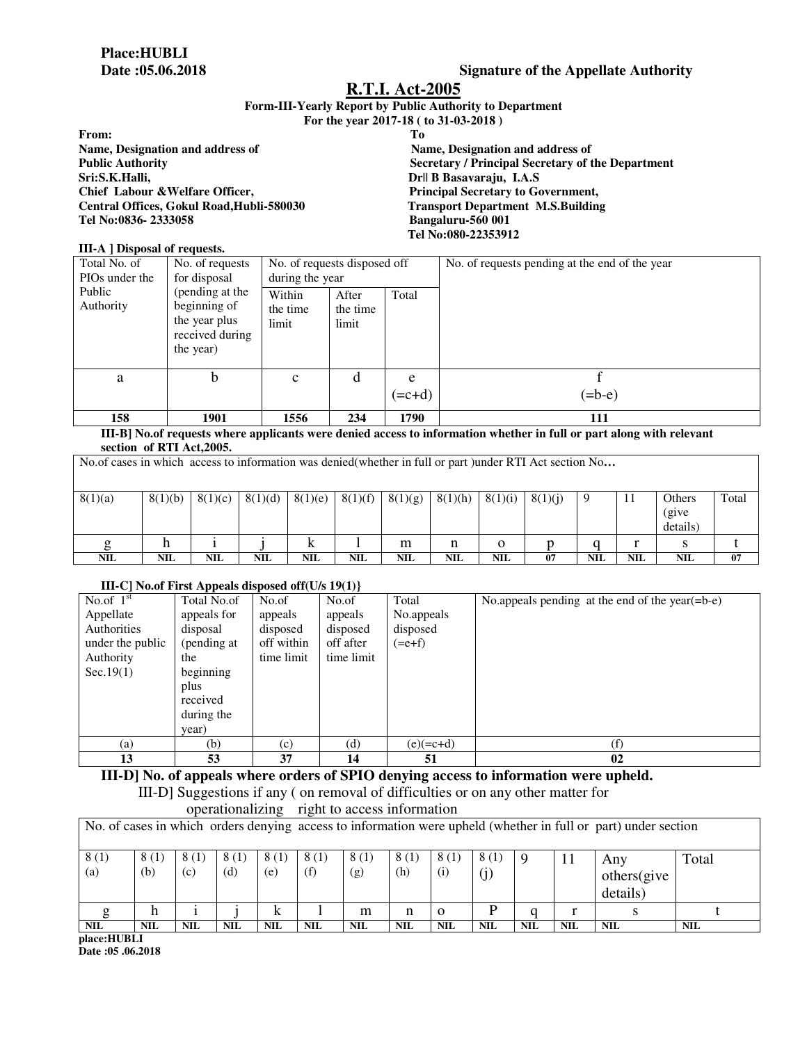**Place:HUBLI**
**Date :05.06.2018** **Signature of the Appellate Authority**

# R.T.I. Act-2005

**Form-III-Yearly Report by Public Authority to Department**
**For the year 2017-18 ( to 31-03-2018 )**

**From:**
**Name, Designation and address of Public Authority**
**Sri:S.K.Halli,**
**Chief Labour &Welfare Officer,**
**Central Offices, Gokul Road,Hubli-580030**
**Tel No:0836- 2333058**

**To**
**Name, Designation and address of Secretary / Principal Secretary of the Department**
**Dr|| B Basavaraju, I.A.S**
**Principal Secretary to Government,**
**Transport Department M.S.Building**
**Bangaluru-560 001**
**Tel No:080-22353912**

**III-A ] Disposal of requests.**

| Total No. of PIOs under the Public Authority | No. of requests for disposal (pending at the beginning of the year plus received during the year) | No. of requests disposed off during the year | | | No. of requests pending at the end of the year |
|---|---|---|---|---|---|
| | | Within the time limit | After the time limit | Total | |
| a | b | c | d | e (=c+d) | f (=b-e) |
| **158** | **1901** | **1556** | **234** | **1790** | **111** |

**III-B] No.of requests where applicants were denied access to information whether in full or part along with relevant section of RTI Act,2005.**

| No.of cases in which access to information was denied(whether in full or part )under RTI Act section No… | | | | | | | | | | | | | |
|---|---|---|---|---|---|---|---|---|---|---|---|---|---|
| 8(1)(a) | 8(1)(b) | 8(1)(c) | 8(1)(d) | 8(1)(e) | 8(1)(f) | 8(1)(g) | 8(1)(h) | 8(1)(i) | 8(1)(j) | 9 | 11 | Others (give details) | Total |
| g | h | i | j | k | l | m | n | o | p | q | r | s | t |
| **NIL** | **NIL** | **NIL** | **NIL** | **NIL** | **NIL** | **NIL** | **NIL** | **NIL** | **07** | **NIL** | **NIL** | **NIL** | **07** |

**III-C] No.of First Appeals disposed off(U/s 19(1)}**

| No.of 1st Appellate Authorities under the public Authority Sec.19(1) | Total No.of appeals for disposal (pending at the beginning plus received during the year) | No.of appeals disposed off within time limit | No.of appeals disposed off after time limit | Total No.appeals disposed (=e+f) | No.appeals pending at the end of the year(=b-e) |
|---|---|---|---|---|---|
| (a) | (b) | (c) | (d) | (e)(=c+d) | (f) |
| **13** | **53** | **37** | **14** | **51** | **02** |

**III-D] No. of appeals where orders of SPIO denying access to information were upheld.**

III-D] Suggestions if any ( on removal of difficulties or on any other matter for operationalizing right to access information

| No. of cases in which orders denying access to information were upheld (whether in full or part) under section | | | | | | | | | | | | | |
|---|---|---|---|---|---|---|---|---|---|---|---|---|---|
| 8 (1) (a) | 8 (1) (b) | 8 (1) (c) | 8 (1) (d) | 8 (1) (e) | 8 (1) (f) | 8 (1) (g) | 8 (1) (h) | 8 (1) (i) | 8 (1) (j) | 9 | 11 | Any others(give details) | Total |
| g | h | i | j | k | l | m | n | o | P | q | r | s | t |
| **NIL** | **NIL** | **NIL** | **NIL** | **NIL** | **NIL** | **NIL** | **NIL** | **NIL** | **NIL** | **NIL** | **NIL** | **NIL** | **NIL** |

**place:HUBLI**
**Date :05 .06.2018**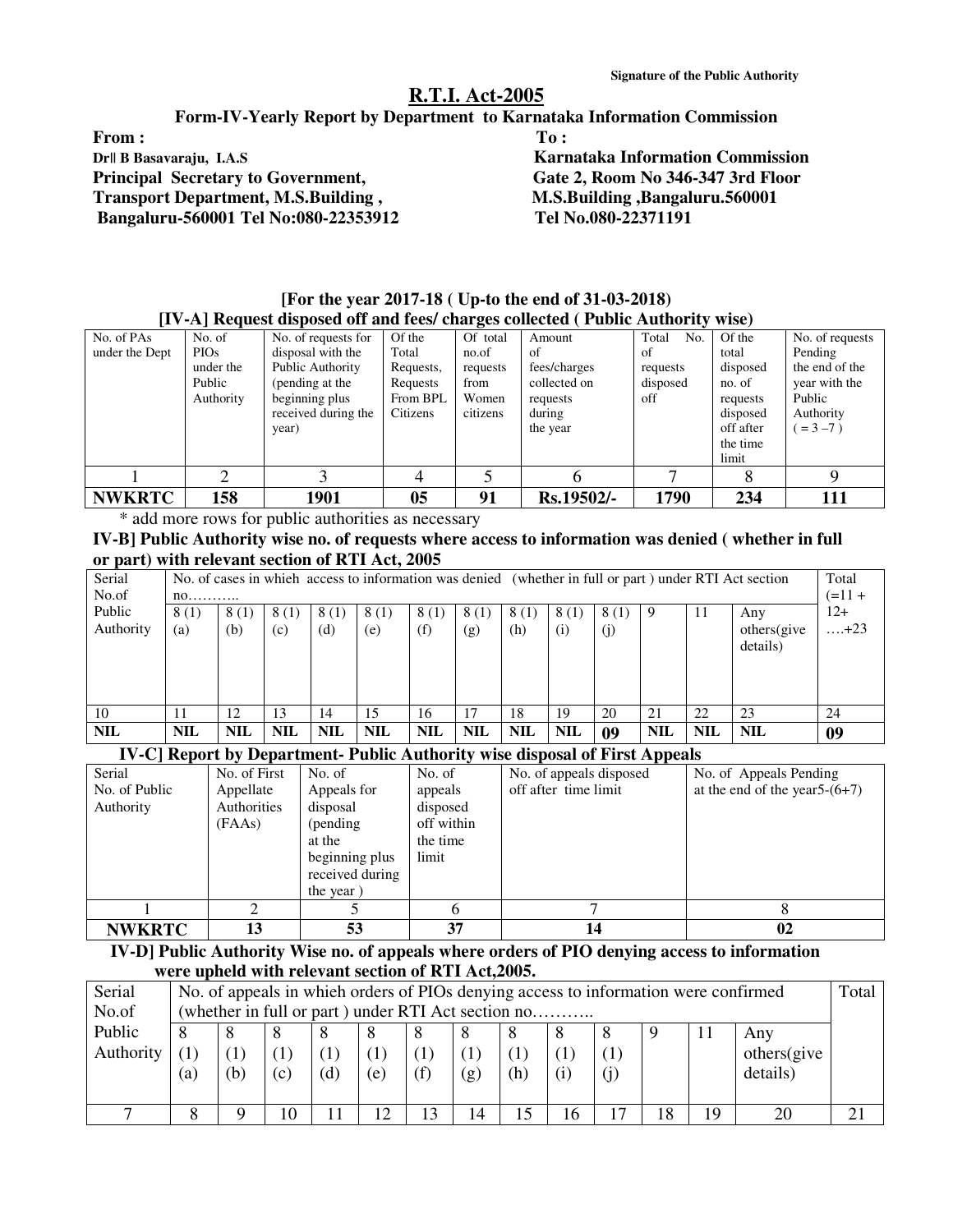**Signature of the Public Authority**

# R.T.I. Act-2005

## Form-IV-Yearly Report by Department to Karnataka Information Commission

**From :**
**Dr|| B Basavaraju, I.A.S**
**Principal Secretary to Government,**
**Transport Department, M.S.Building ,**
**Bangaluru-560001 Tel No:080-22353912**

**To :**
**Karnataka Information Commission**
**Gate 2, Room No 346-347 3rd Floor**
**M.S.Building ,Bangaluru.560001**
**Tel No.080-22371191**

**[For the year 2017-18 ( Up-to the end of 31-03-2018)**

**[IV-A] Request disposed off and fees/ charges collected ( Public Authority wise)**

| No. of PAs under the Dept | No. of PIOs under the Public Authority | No. of requests for disposal with the Public Authority (pending at the beginning plus received during the year) | Of the Total Requests, Requests From BPL Citizens | Of total no.of requests from Women citizens | Amount of fees/charges collected on requests during the year | Total No. of requests disposed off | Of the total disposed no. of requests disposed off after the time limit | No. of requests Pending the end of the year with the Public Authority ( = 3 –7 ) |
|---|---|---|---|---|---|---|---|---|
| 1 | 2 | 3 | 4 | 5 | 6 | 7 | 8 | 9 |
| **NWKRTC** | **158** | **1901** | **05** | **91** | **Rs.19502/-** | **1790** | **234** | **111** |

\* add more rows for public authorities as necessary

**IV-B] Public Authority wise no. of requests where access to information was denied ( whether in full or part) with relevant section of RTI Act, 2005**

| Serial No.of Public Authority | No. of cases in whieh access to information was denied (whether in full or part ) under RTI Act section no……….. | | | | | | | | | | | | | Total (=11 + 12+ ….+23 |
|---|---|---|---|---|---|---|---|---|---|---|---|---|---|---|
| | 8 (1) (a) | 8 (1) (b) | 8 (1) (c) | 8 (1) (d) | 8 (1) (e) | 8 (1) (f) | 8 (1) (g) | 8 (1) (h) | 8 (1) (i) | 8 (1) (j) | 9 | 11 | Any others(give details) | |
| 10 | 11 | 12 | 13 | 14 | 15 | 16 | 17 | 18 | 19 | 20 | 21 | 22 | 23 | 24 |
| **NIL** | **NIL** | **NIL** | **NIL** | **NIL** | **NIL** | **NIL** | **NIL** | **NIL** | **NIL** | **09** | **NIL** | **NIL** | **NIL** | **09** |

**IV-C] Report by Department- Public Authority wise disposal of First Appeals**

| Serial No. of Public Authority | No. of First Appellate Authorities (FAAs) | No. of Appeals for disposal (pending at the beginning plus received during the year ) | No. of appeals disposed off within the time limit | No. of appeals disposed off after time limit | No. of Appeals Pending at the end of the year5-(6+7) |
|---|---|---|---|---|---|
| 1 | 2 | 5 | 6 | 7 | 8 |
| **NWKRTC** | **13** | **53** | **37** | **14** | **02** |

**IV-D] Public Authority Wise no. of appeals where orders of PIO denying access to information were upheld with relevant section of RTI Act,2005.**

| Serial No.of Public Authority | No. of appeals in whieh orders of PIOs denying access to information were confirmed (whether in full or part ) under RTI Act section no……….. | | | | | | | | | | | | | Total |
|---|---|---|---|---|---|---|---|---|---|---|---|---|---|---|
| | 8 (1) (a) | 8 (1) (b) | 8 (1) (c) | 8 (1) (d) | 8 (1) (e) | 8 (1) (f) | 8 (1) (g) | 8 (1) (h) | 8 (1) (i) | 8 (1) (j) | 9 | 11 | Any others(give details) | |
| 7 | 8 | 9 | 10 | 11 | 12 | 13 | 14 | 15 | 16 | 17 | 18 | 19 | 20 | 21 |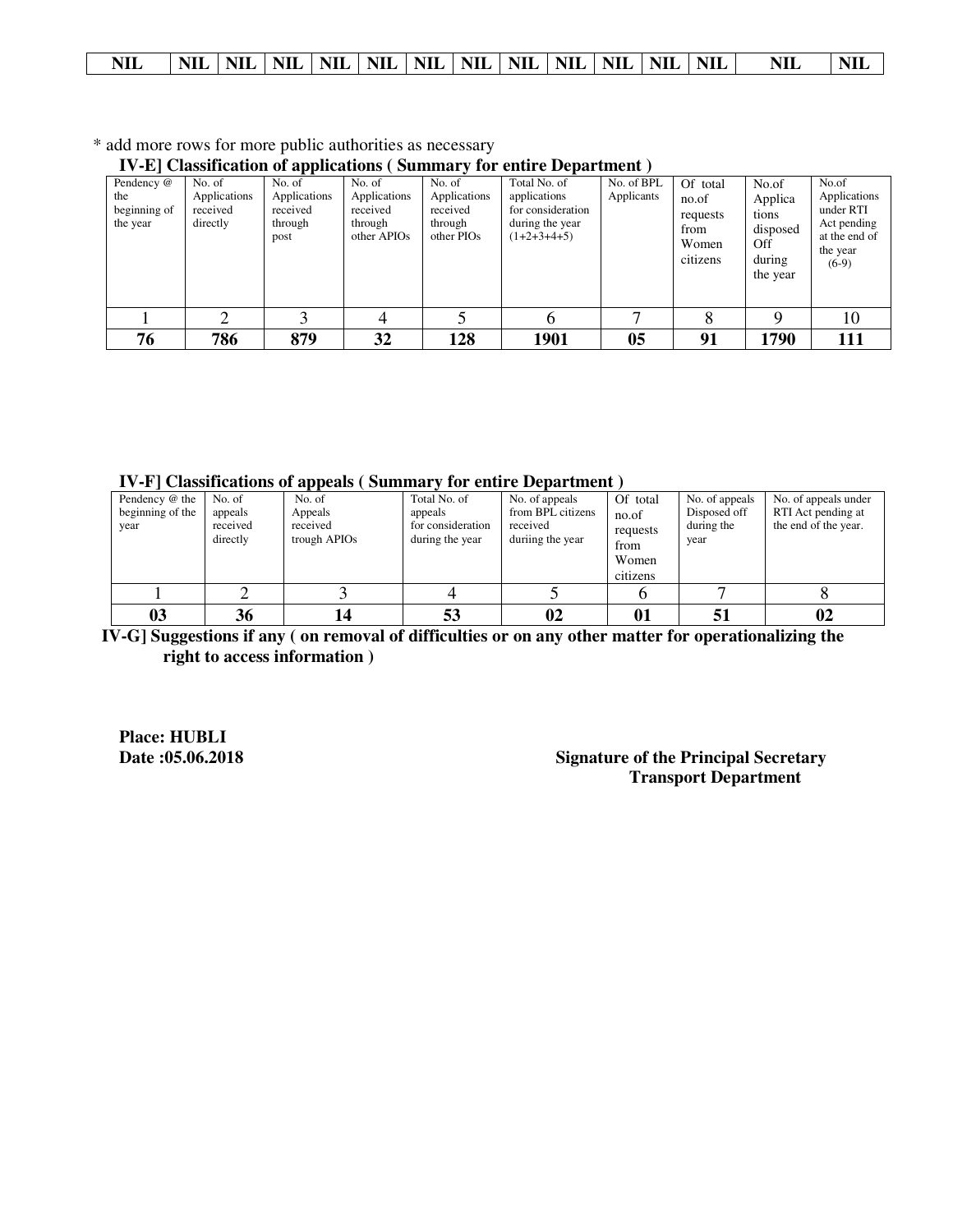| NIL | NIL | NIL | NIL | NIL | NIL | NIL | NIL | NIL | NIL | NIL | NIL | NIL | NIL | NIL |
|---|---|---|---|---|---|---|---|---|---|---|---|---|---|---|

* add more rows for more public authorities as necessary

**IV-E] Classification of applications ( Summary for entire Department )**

| Pendency @ the beginning of the year | No. of Applications received directly | No. of Applications received through post | No. of Applications received through other APIOs | No. of Applications received through other PIOs | Total No. of applications for consideration during the year (1+2+3+4+5) | No. of BPL Applicants | Of total no.of requests from Women citizens | No.of Applica tions disposed Off during the year | No.of Applications under RTI Act pending at the end of the year (6-9) |
|---|---|---|---|---|---|---|---|---|---|
| 1 | 2 | 3 | 4 | 5 | 6 | 7 | 8 | 9 | 10 |
| **76** | **786** | **879** | **32** | **128** | **1901** | **05** | **91** | **1790** | **111** |

**IV-F] Classifications of appeals ( Summary for entire Department )**

| Pendency @ the beginning of the year | No. of appeals received directly | No. of Appeals received trough APIOs | Total No. of appeals for consideration during the year | No. of appeals from BPL citizens received duriing the year | Of total no.of requests from Women citizens | No. of appeals Disposed off during the year | No. of appeals under RTI Act pending at the end of the year. |
|---|---|---|---|---|---|---|---|
| 1 | 2 | 3 | 4 | 5 | 6 | 7 | 8 |
| **03** | **36** | **14** | **53** | **02** | **01** | **51** | **02** |

**IV-G] Suggestions if any ( on removal of difficulties or on any other matter for operationalizing the right to access information )**

**Place: HUBLI**
**Date :05.06.2018**

**Signature of the Principal Secretary**
**Transport Department**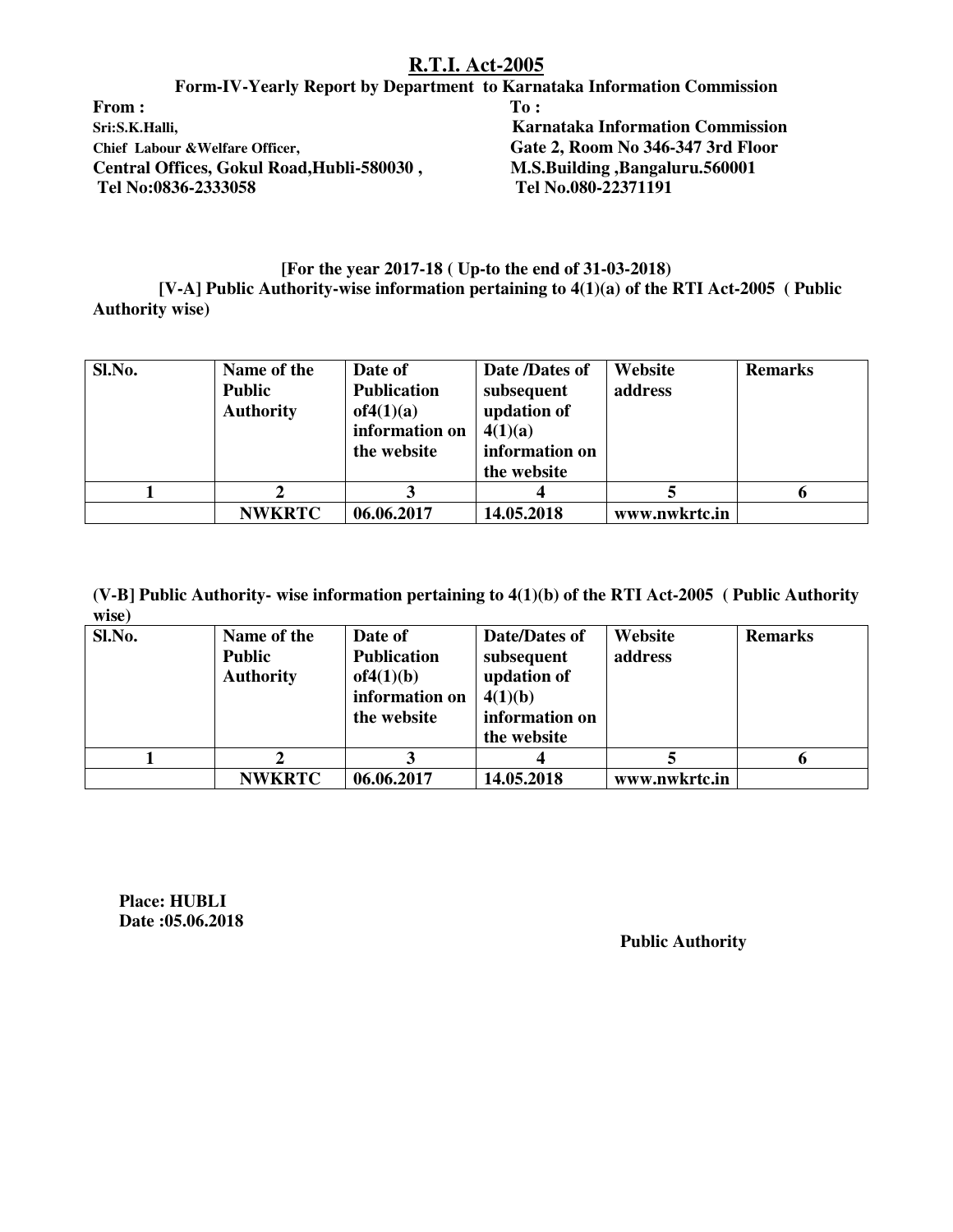# R.T.I. Act-2005

**Form-IV-Yearly Report by Department to Karnataka Information Commission**

**From :**
Sri:S.K.Halli,
Chief Labour &Welfare Officer,
**Central Offices, Gokul Road,Hubli-580030 ,**
**Tel No:0836-2333058**

**To :**
**Karnataka Information Commission**
**Gate 2, Room No 346-347 3rd Floor**
**M.S.Building ,Bangaluru.560001**
**Tel No.080-22371191**

**[For the year 2017-18 ( Up-to the end of 31-03-2018)**

**[V-A] Public Authority-wise information pertaining to 4(1)(a) of the RTI Act-2005 ( Public Authority wise)**

| Sl.No. | Name of the Public Authority | Date of Publication of4(1)(a) information on the website | Date /Dates of subsequent updation of 4(1)(a) information on the website | Website address | Remarks |
|---|---|---|---|---|---|
| 1 | 2 | 3 | 4 | 5 | 6 |
| | NWKRTC | 06.06.2017 | 14.05.2018 | www.nwkrtc.in | |

**(V-B] Public Authority- wise information pertaining to 4(1)(b) of the RTI Act-2005 ( Public Authority wise)**

| Sl.No. | Name of the Public Authority | Date of Publication of4(1)(b) information on the website | Date/Dates of subsequent updation of 4(1)(b) information on the website | Website address | Remarks |
|---|---|---|---|---|---|
| 1 | 2 | 3 | 4 | 5 | 6 |
| | NWKRTC | 06.06.2017 | 14.05.2018 | www.nwkrtc.in | |

**Place: HUBLI**
**Date :05.06.2018**

**Public Authority**